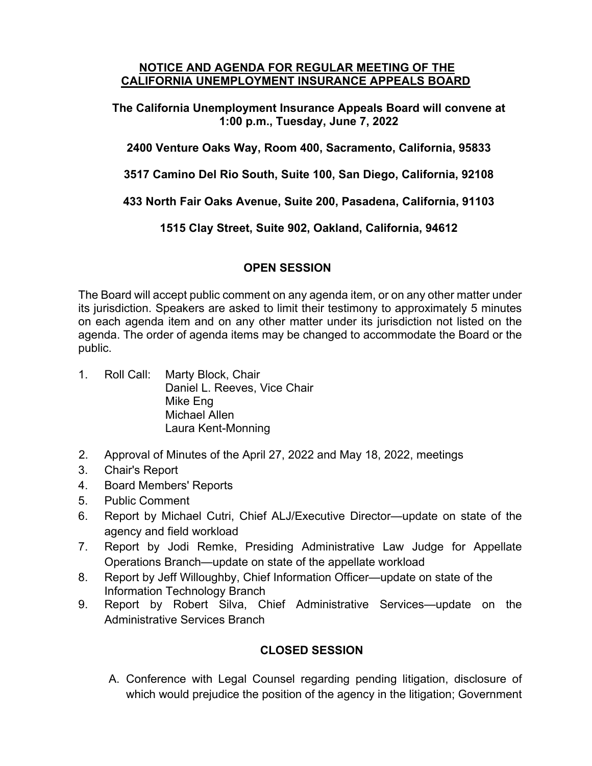# NOTICE AND AGENDA FOR REGULAR MEETING OF THE CALIFORNIA UNEMPLOYMENT INSURANCE APPEALS BOARD

**The California Unemployment Insurance Appeals Board will convene at 1:00 p.m., Tuesday, June 7, 2022**

**2400 Venture Oaks Way, Room 400, Sacramento, California, 95833**

**3517 Camino Del Rio South, Suite 100, San Diego, California, 92108**

**433 North Fair Oaks Avenue, Suite 200, Pasadena, California, 91103**

**1515 Clay Street, Suite 902, Oakland, California, 94612**

## OPEN SESSION

The Board will accept public comment on any agenda item, or on any other matter under its jurisdiction. Speakers are asked to limit their testimony to approximately 5 minutes on each agenda item and on any other matter under its jurisdiction not listed on the agenda. The order of agenda items may be changed to accommodate the Board or the public.

1. Roll Call: Marty Block, Chair
   Daniel L. Reeves, Vice Chair
   Mike Eng
   Michael Allen
   Laura Kent-Monning
2. Approval of Minutes of the April 27, 2022 and May 18, 2022, meetings
3. Chair's Report
4. Board Members' Reports
5. Public Comment
6. Report by Michael Cutri, Chief ALJ/Executive Director—update on state of the agency and field workload
7. Report by Jodi Remke, Presiding Administrative Law Judge for Appellate Operations Branch—update on state of the appellate workload
8. Report by Jeff Willoughby, Chief Information Officer—update on state of the Information Technology Branch
9. Report by Robert Silva, Chief Administrative Services—update on the Administrative Services Branch

## CLOSED SESSION

A. Conference with Legal Counsel regarding pending litigation, disclosure of which would prejudice the position of the agency in the litigation; Government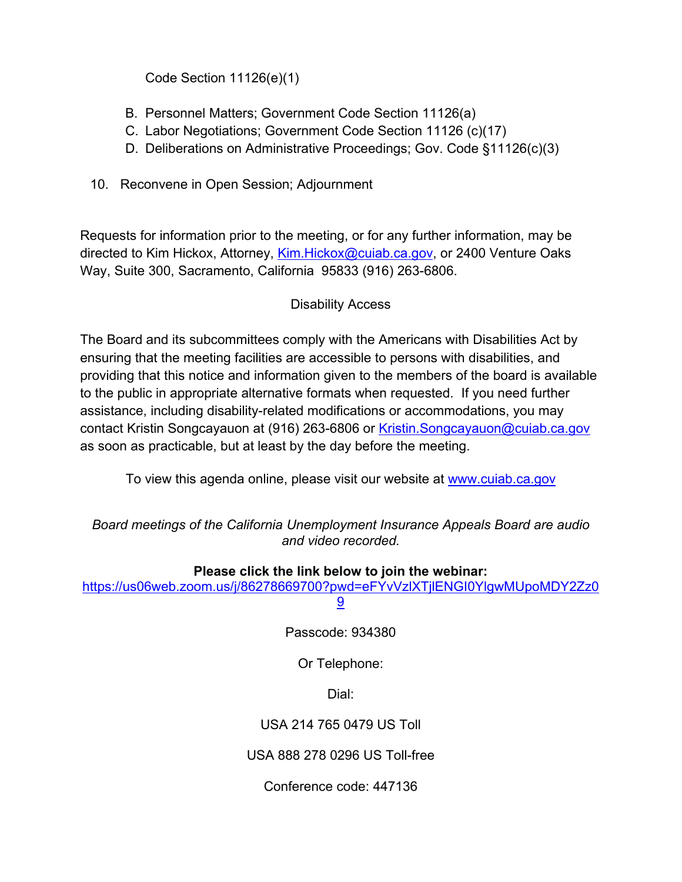Code Section 11126(e)(1)

B. Personnel Matters; Government Code Section 11126(a)
C. Labor Negotiations; Government Code Section 11126 (c)(17)
D. Deliberations on Administrative Proceedings; Gov. Code §11126(c)(3)

10. Reconvene in Open Session; Adjournment

Requests for information prior to the meeting, or for any further information, may be directed to Kim Hickox, Attorney, Kim.Hickox@cuiab.ca.gov, or 2400 Venture Oaks Way, Suite 300, Sacramento, California 95833 (916) 263-6806.

Disability Access

The Board and its subcommittees comply with the Americans with Disabilities Act by ensuring that the meeting facilities are accessible to persons with disabilities, and providing that this notice and information given to the members of the board is available to the public in appropriate alternative formats when requested. If you need further assistance, including disability-related modifications or accommodations, you may contact Kristin Songcayauon at (916) 263-6806 or Kristin.Songcayauon@cuiab.ca.gov as soon as practicable, but at least by the day before the meeting.

To view this agenda online, please visit our website at www.cuiab.ca.gov

*Board meetings of the California Unemployment Insurance Appeals Board are audio and video recorded.*

**Please click the link below to join the webinar:**
https://us06web.zoom.us/j/86278669700?pwd=eFYvVzlXTjlENGI0YlgwMUpoMDY2Zz09

Passcode: 934380

Or Telephone:

Dial:

USA 214 765 0479 US Toll

USA 888 278 0296 US Toll-free

Conference code: 447136